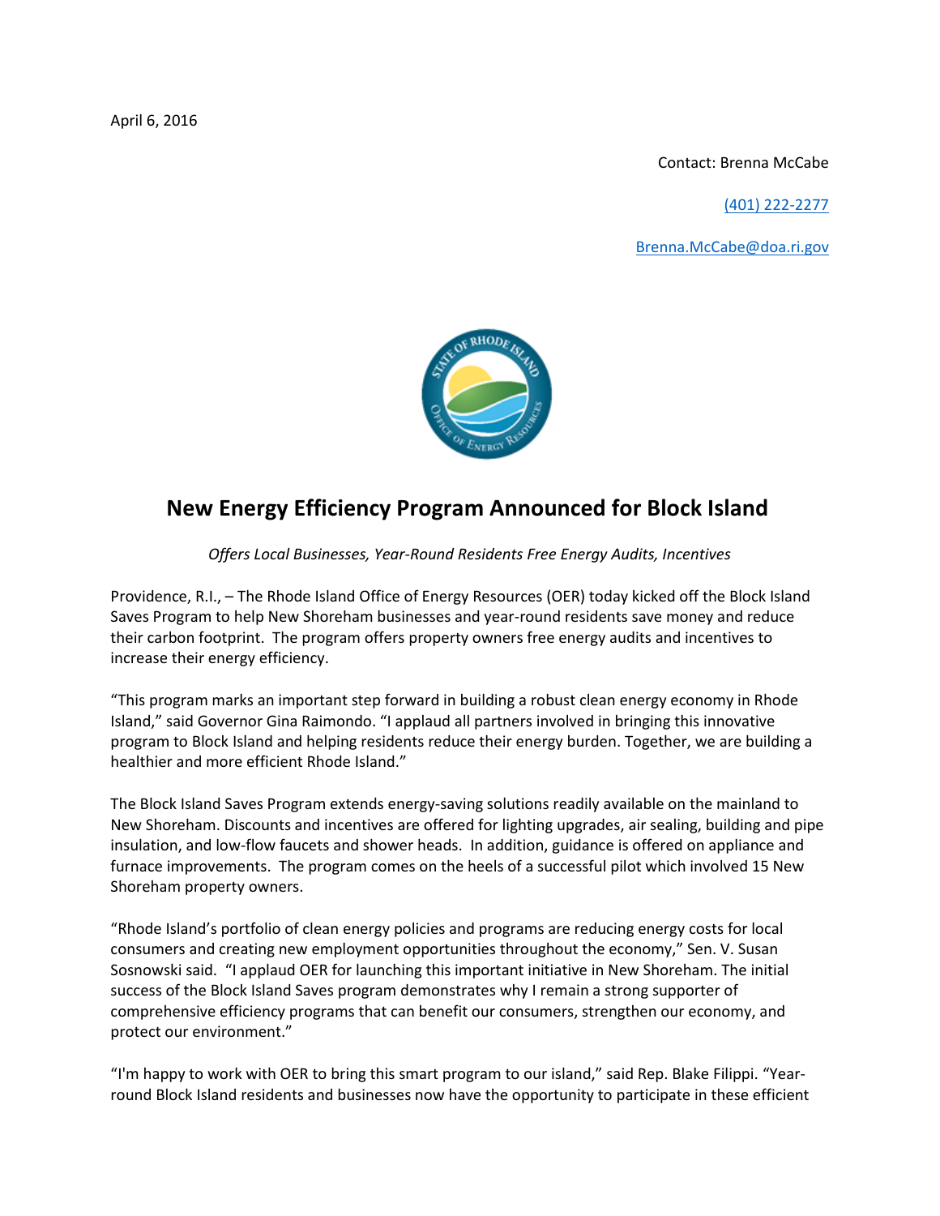April 6, 2016

Contact: Brenna McCabe

(401) 222-2277

Brenna.McCabe@doa.ri.gov

# New Energy Efficiency Program Announced for Block Island

*Offers Local Businesses, Year-Round Residents Free Energy Audits, Incentives*

Providence, R.I., – The Rhode Island Office of Energy Resources (OER) today kicked off the Block Island Saves Program to help New Shoreham businesses and year-round residents save money and reduce their carbon footprint. The program offers property owners free energy audits and incentives to increase their energy efficiency.

"This program marks an important step forward in building a robust clean energy economy in Rhode Island," said Governor Gina Raimondo. "I applaud all partners involved in bringing this innovative program to Block Island and helping residents reduce their energy burden. Together, we are building a healthier and more efficient Rhode Island."

The Block Island Saves Program extends energy-saving solutions readily available on the mainland to New Shoreham. Discounts and incentives are offered for lighting upgrades, air sealing, building and pipe insulation, and low-flow faucets and shower heads. In addition, guidance is offered on appliance and furnace improvements. The program comes on the heels of a successful pilot which involved 15 New Shoreham property owners.

"Rhode Island's portfolio of clean energy policies and programs are reducing energy costs for local consumers and creating new employment opportunities throughout the economy," Sen. V. Susan Sosnowski said. "I applaud OER for launching this important initiative in New Shoreham. The initial success of the Block Island Saves program demonstrates why I remain a strong supporter of comprehensive efficiency programs that can benefit our consumers, strengthen our economy, and protect our environment."

"I'm happy to work with OER to bring this smart program to our island," said Rep. Blake Filippi. "Year-round Block Island residents and businesses now have the opportunity to participate in these efficient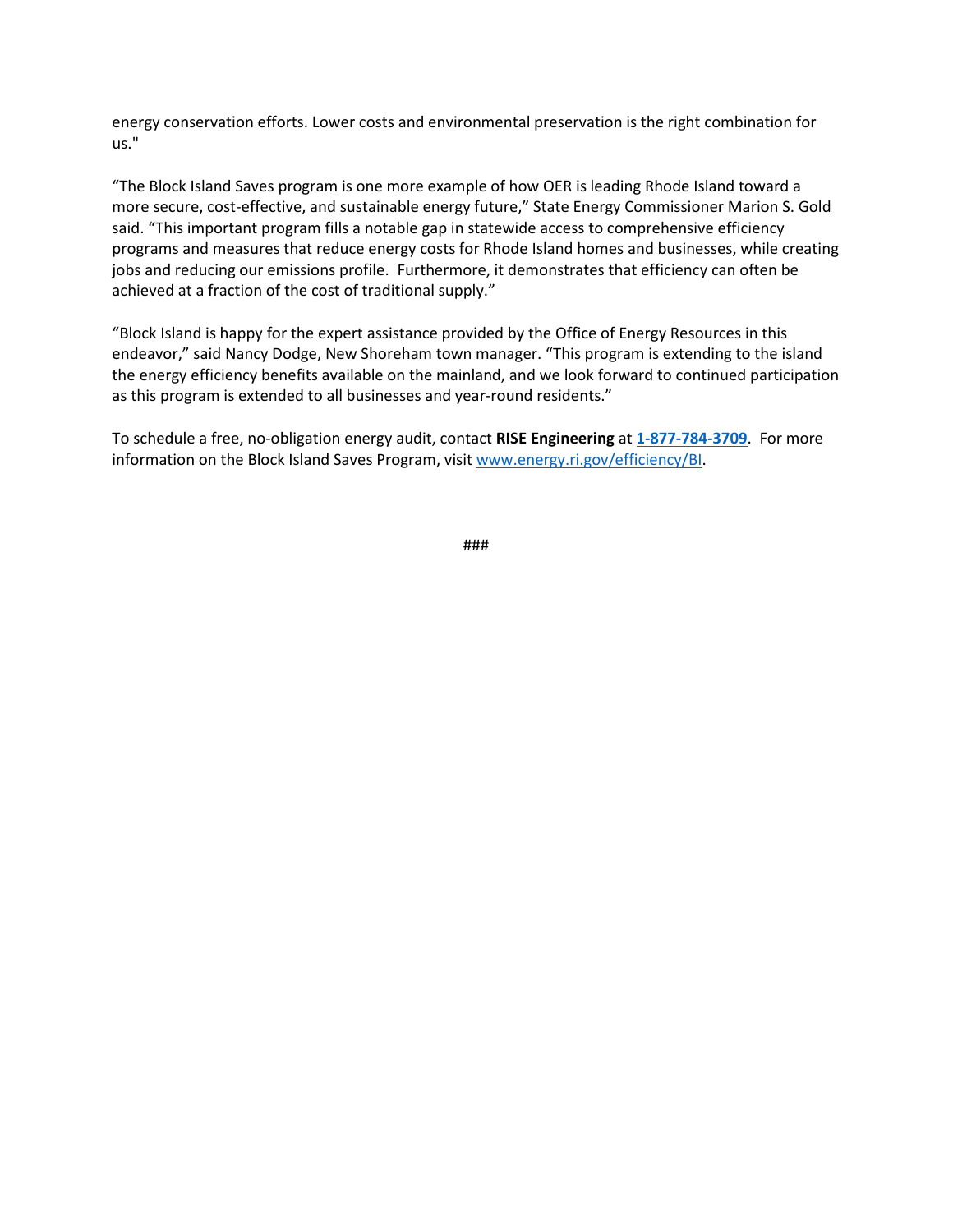energy conservation efforts. Lower costs and environmental preservation is the right combination for us."

“The Block Island Saves program is one more example of how OER is leading Rhode Island toward a more secure, cost-effective, and sustainable energy future,” State Energy Commissioner Marion S. Gold said. “This important program fills a notable gap in statewide access to comprehensive efficiency programs and measures that reduce energy costs for Rhode Island homes and businesses, while creating jobs and reducing our emissions profile. Furthermore, it demonstrates that efficiency can often be achieved at a fraction of the cost of traditional supply.”

“Block Island is happy for the expert assistance provided by the Office of Energy Resources in this endeavor,” said Nancy Dodge, New Shoreham town manager. “This program is extending to the island the energy efficiency benefits available on the mainland, and we look forward to continued participation as this program is extended to all businesses and year-round residents.”

To schedule a free, no-obligation energy audit, contact **RISE Engineering** at **1-877-784-3709**. For more information on the Block Island Saves Program, visit www.energy.ri.gov/efficiency/BI.

###